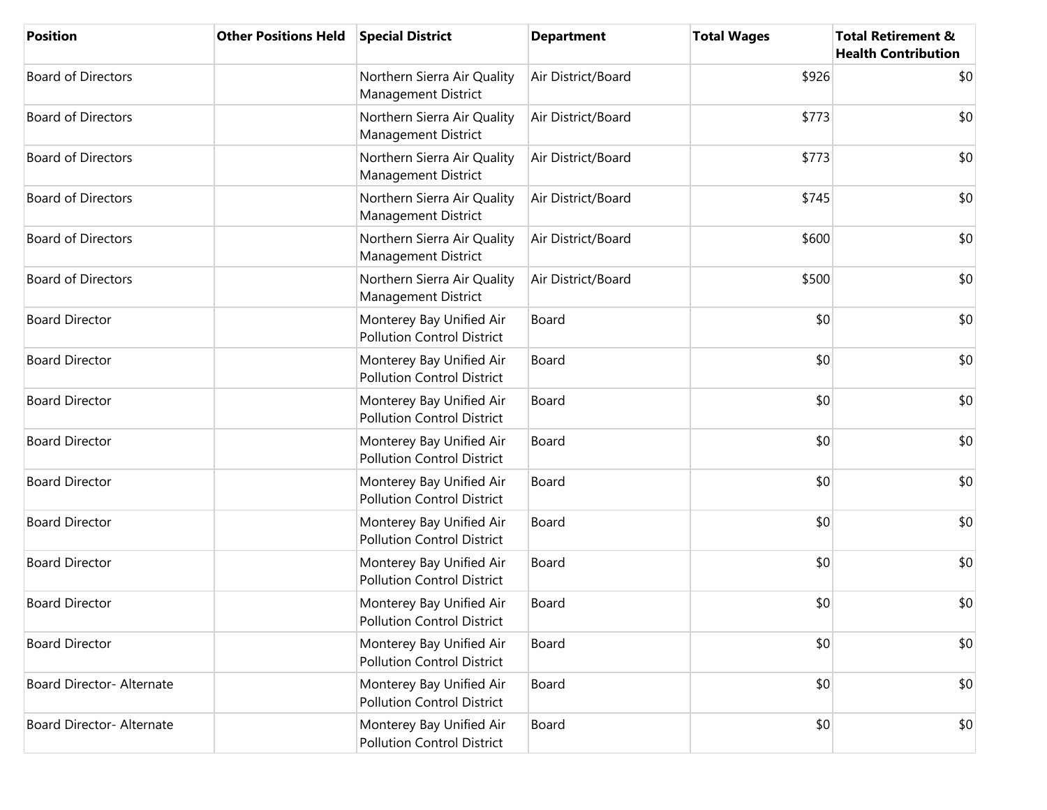| Position | Other Positions Held | Special District | Department | Total Wages | Total Retirement & Health Contribution |
|---|---|---|---|---|---|
| Board of Directors | | Northern Sierra Air Quality Management District | Air District/Board | $926 | $0 |
| Board of Directors | | Northern Sierra Air Quality Management District | Air District/Board | $773 | $0 |
| Board of Directors | | Northern Sierra Air Quality Management District | Air District/Board | $773 | $0 |
| Board of Directors | | Northern Sierra Air Quality Management District | Air District/Board | $745 | $0 |
| Board of Directors | | Northern Sierra Air Quality Management District | Air District/Board | $600 | $0 |
| Board of Directors | | Northern Sierra Air Quality Management District | Air District/Board | $500 | $0 |
| Board Director | | Monterey Bay Unified Air Pollution Control District | Board | $0 | $0 |
| Board Director | | Monterey Bay Unified Air Pollution Control District | Board | $0 | $0 |
| Board Director | | Monterey Bay Unified Air Pollution Control District | Board | $0 | $0 |
| Board Director | | Monterey Bay Unified Air Pollution Control District | Board | $0 | $0 |
| Board Director | | Monterey Bay Unified Air Pollution Control District | Board | $0 | $0 |
| Board Director | | Monterey Bay Unified Air Pollution Control District | Board | $0 | $0 |
| Board Director | | Monterey Bay Unified Air Pollution Control District | Board | $0 | $0 |
| Board Director | | Monterey Bay Unified Air Pollution Control District | Board | $0 | $0 |
| Board Director | | Monterey Bay Unified Air Pollution Control District | Board | $0 | $0 |
| Board Director- Alternate | | Monterey Bay Unified Air Pollution Control District | Board | $0 | $0 |
| Board Director- Alternate | | Monterey Bay Unified Air Pollution Control District | Board | $0 | $0 |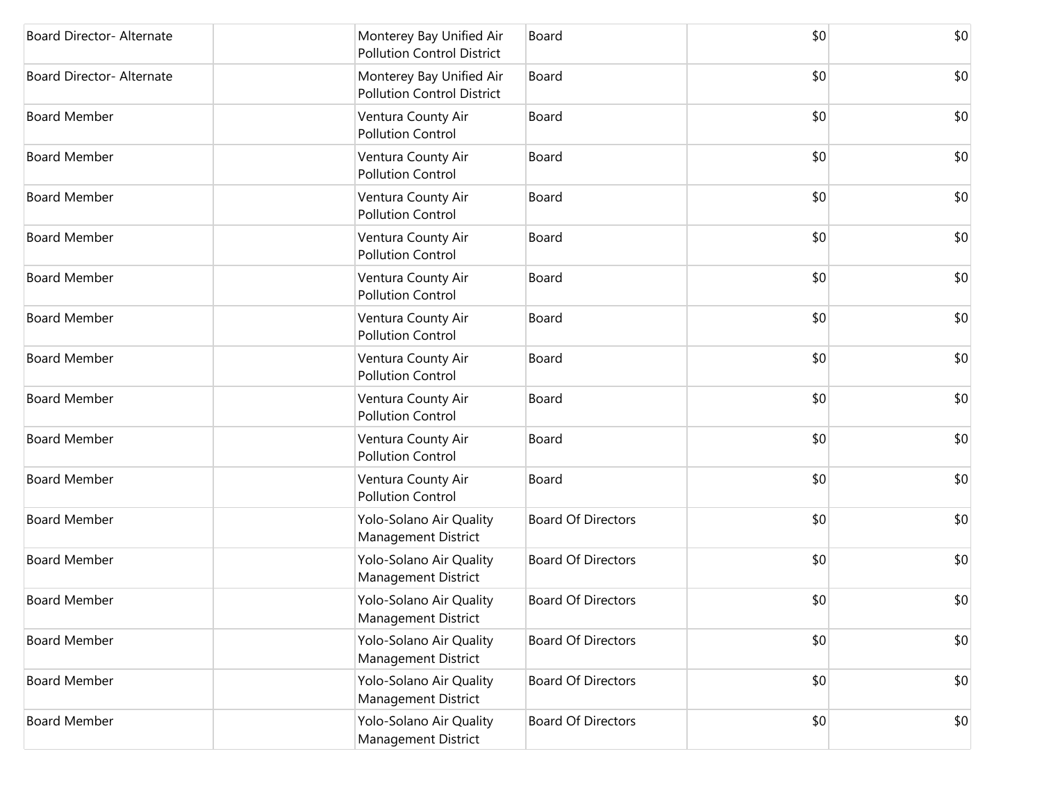| | | | | | |
|---|---|---|---|---|---|
| Board Director- Alternate | | Monterey Bay Unified Air Pollution Control District | Board | $0 | $0 |
| Board Director- Alternate | | Monterey Bay Unified Air Pollution Control District | Board | $0 | $0 |
| Board Member | | Ventura County Air Pollution Control | Board | $0 | $0 |
| Board Member | | Ventura County Air Pollution Control | Board | $0 | $0 |
| Board Member | | Ventura County Air Pollution Control | Board | $0 | $0 |
| Board Member | | Ventura County Air Pollution Control | Board | $0 | $0 |
| Board Member | | Ventura County Air Pollution Control | Board | $0 | $0 |
| Board Member | | Ventura County Air Pollution Control | Board | $0 | $0 |
| Board Member | | Ventura County Air Pollution Control | Board | $0 | $0 |
| Board Member | | Ventura County Air Pollution Control | Board | $0 | $0 |
| Board Member | | Ventura County Air Pollution Control | Board | $0 | $0 |
| Board Member | | Ventura County Air Pollution Control | Board | $0 | $0 |
| Board Member | | Yolo-Solano Air Quality Management District | Board Of Directors | $0 | $0 |
| Board Member | | Yolo-Solano Air Quality Management District | Board Of Directors | $0 | $0 |
| Board Member | | Yolo-Solano Air Quality Management District | Board Of Directors | $0 | $0 |
| Board Member | | Yolo-Solano Air Quality Management District | Board Of Directors | $0 | $0 |
| Board Member | | Yolo-Solano Air Quality Management District | Board Of Directors | $0 | $0 |
| Board Member | | Yolo-Solano Air Quality Management District | Board Of Directors | $0 | $0 |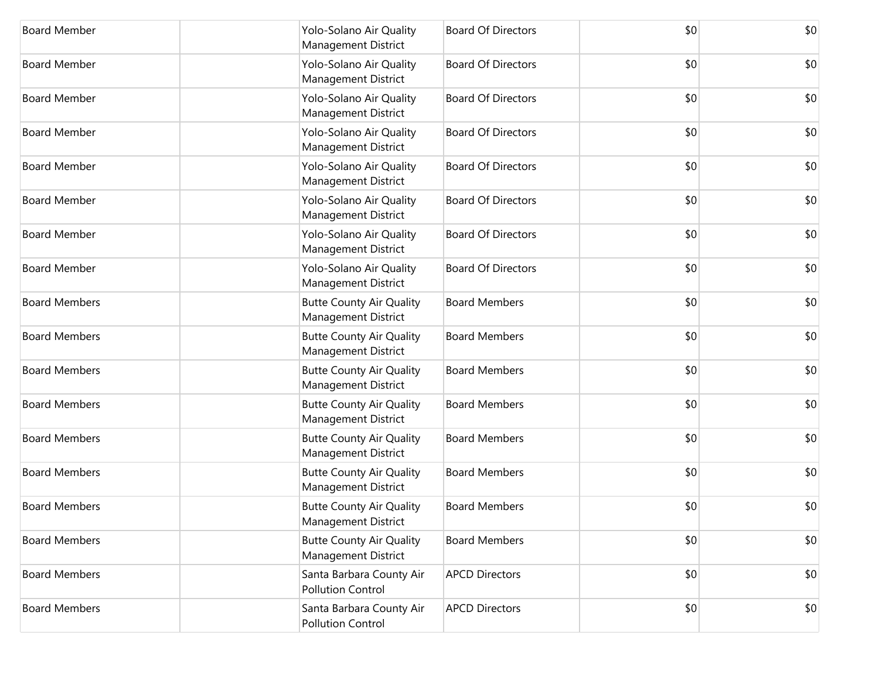| | | | | | |
|---|---|---|---|---|---|
| Board Member | | Yolo-Solano Air Quality Management District | Board Of Directors | $0 | $0 |
| Board Member | | Yolo-Solano Air Quality Management District | Board Of Directors | $0 | $0 |
| Board Member | | Yolo-Solano Air Quality Management District | Board Of Directors | $0 | $0 |
| Board Member | | Yolo-Solano Air Quality Management District | Board Of Directors | $0 | $0 |
| Board Member | | Yolo-Solano Air Quality Management District | Board Of Directors | $0 | $0 |
| Board Member | | Yolo-Solano Air Quality Management District | Board Of Directors | $0 | $0 |
| Board Member | | Yolo-Solano Air Quality Management District | Board Of Directors | $0 | $0 |
| Board Member | | Yolo-Solano Air Quality Management District | Board Of Directors | $0 | $0 |
| Board Members | | Butte County Air Quality Management District | Board Members | $0 | $0 |
| Board Members | | Butte County Air Quality Management District | Board Members | $0 | $0 |
| Board Members | | Butte County Air Quality Management District | Board Members | $0 | $0 |
| Board Members | | Butte County Air Quality Management District | Board Members | $0 | $0 |
| Board Members | | Butte County Air Quality Management District | Board Members | $0 | $0 |
| Board Members | | Butte County Air Quality Management District | Board Members | $0 | $0 |
| Board Members | | Butte County Air Quality Management District | Board Members | $0 | $0 |
| Board Members | | Butte County Air Quality Management District | Board Members | $0 | $0 |
| Board Members | | Santa Barbara County Air Pollution Control | APCD Directors | $0 | $0 |
| Board Members | | Santa Barbara County Air Pollution Control | APCD Directors | $0 | $0 |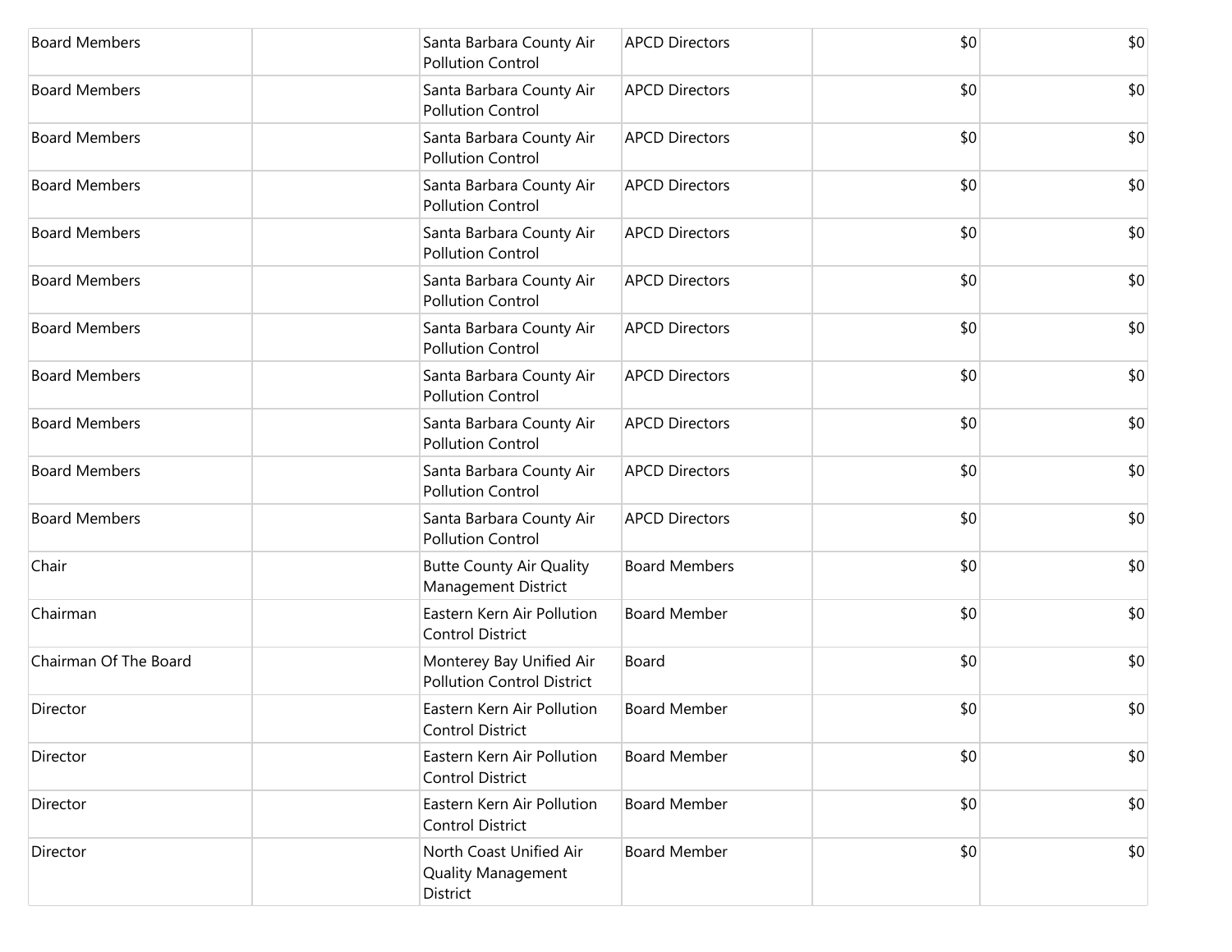| | | | | | |
|---|---|---|---|---|---|
| Board Members | | Santa Barbara County Air Pollution Control | APCD Directors | $0 | $0 |
| Board Members | | Santa Barbara County Air Pollution Control | APCD Directors | $0 | $0 |
| Board Members | | Santa Barbara County Air Pollution Control | APCD Directors | $0 | $0 |
| Board Members | | Santa Barbara County Air Pollution Control | APCD Directors | $0 | $0 |
| Board Members | | Santa Barbara County Air Pollution Control | APCD Directors | $0 | $0 |
| Board Members | | Santa Barbara County Air Pollution Control | APCD Directors | $0 | $0 |
| Board Members | | Santa Barbara County Air Pollution Control | APCD Directors | $0 | $0 |
| Board Members | | Santa Barbara County Air Pollution Control | APCD Directors | $0 | $0 |
| Board Members | | Santa Barbara County Air Pollution Control | APCD Directors | $0 | $0 |
| Board Members | | Santa Barbara County Air Pollution Control | APCD Directors | $0 | $0 |
| Board Members | | Santa Barbara County Air Pollution Control | APCD Directors | $0 | $0 |
| Chair | | Butte County Air Quality Management District | Board Members | $0 | $0 |
| Chairman | | Eastern Kern Air Pollution Control District | Board Member | $0 | $0 |
| Chairman Of The Board | | Monterey Bay Unified Air Pollution Control District | Board | $0 | $0 |
| Director | | Eastern Kern Air Pollution Control District | Board Member | $0 | $0 |
| Director | | Eastern Kern Air Pollution Control District | Board Member | $0 | $0 |
| Director | | Eastern Kern Air Pollution Control District | Board Member | $0 | $0 |
| Director | | North Coast Unified Air Quality Management District | Board Member | $0 | $0 |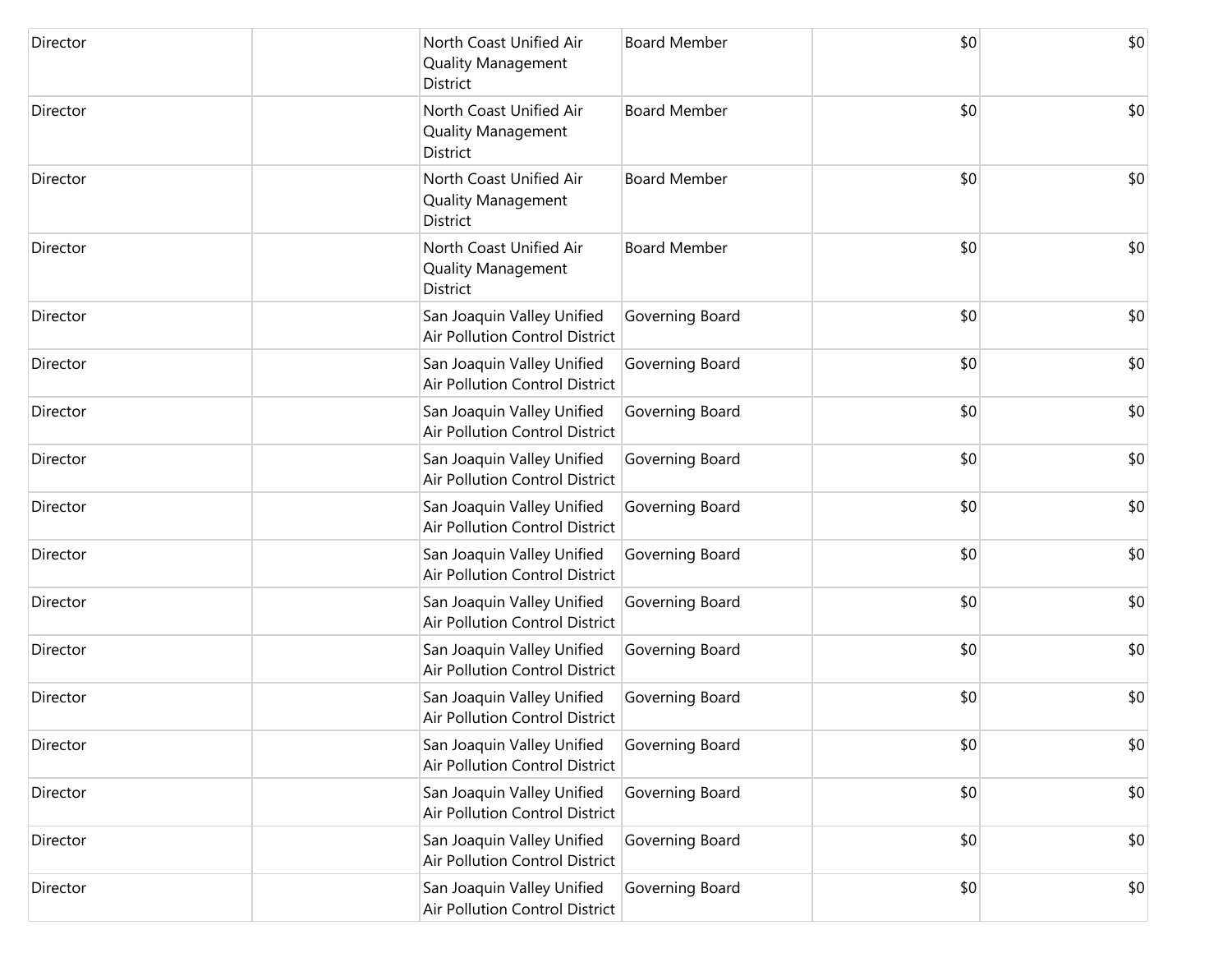| | | | | | |
|---|---|---|---|---|---|
| Director | | North Coast Unified Air Quality Management District | Board Member | $0 | $0 |
| Director | | North Coast Unified Air Quality Management District | Board Member | $0 | $0 |
| Director | | North Coast Unified Air Quality Management District | Board Member | $0 | $0 |
| Director | | North Coast Unified Air Quality Management District | Board Member | $0 | $0 |
| Director | | San Joaquin Valley Unified Air Pollution Control District | Governing Board | $0 | $0 |
| Director | | San Joaquin Valley Unified Air Pollution Control District | Governing Board | $0 | $0 |
| Director | | San Joaquin Valley Unified Air Pollution Control District | Governing Board | $0 | $0 |
| Director | | San Joaquin Valley Unified Air Pollution Control District | Governing Board | $0 | $0 |
| Director | | San Joaquin Valley Unified Air Pollution Control District | Governing Board | $0 | $0 |
| Director | | San Joaquin Valley Unified Air Pollution Control District | Governing Board | $0 | $0 |
| Director | | San Joaquin Valley Unified Air Pollution Control District | Governing Board | $0 | $0 |
| Director | | San Joaquin Valley Unified Air Pollution Control District | Governing Board | $0 | $0 |
| Director | | San Joaquin Valley Unified Air Pollution Control District | Governing Board | $0 | $0 |
| Director | | San Joaquin Valley Unified Air Pollution Control District | Governing Board | $0 | $0 |
| Director | | San Joaquin Valley Unified Air Pollution Control District | Governing Board | $0 | $0 |
| Director | | San Joaquin Valley Unified Air Pollution Control District | Governing Board | $0 | $0 |
| Director | | San Joaquin Valley Unified Air Pollution Control District | Governing Board | $0 | $0 |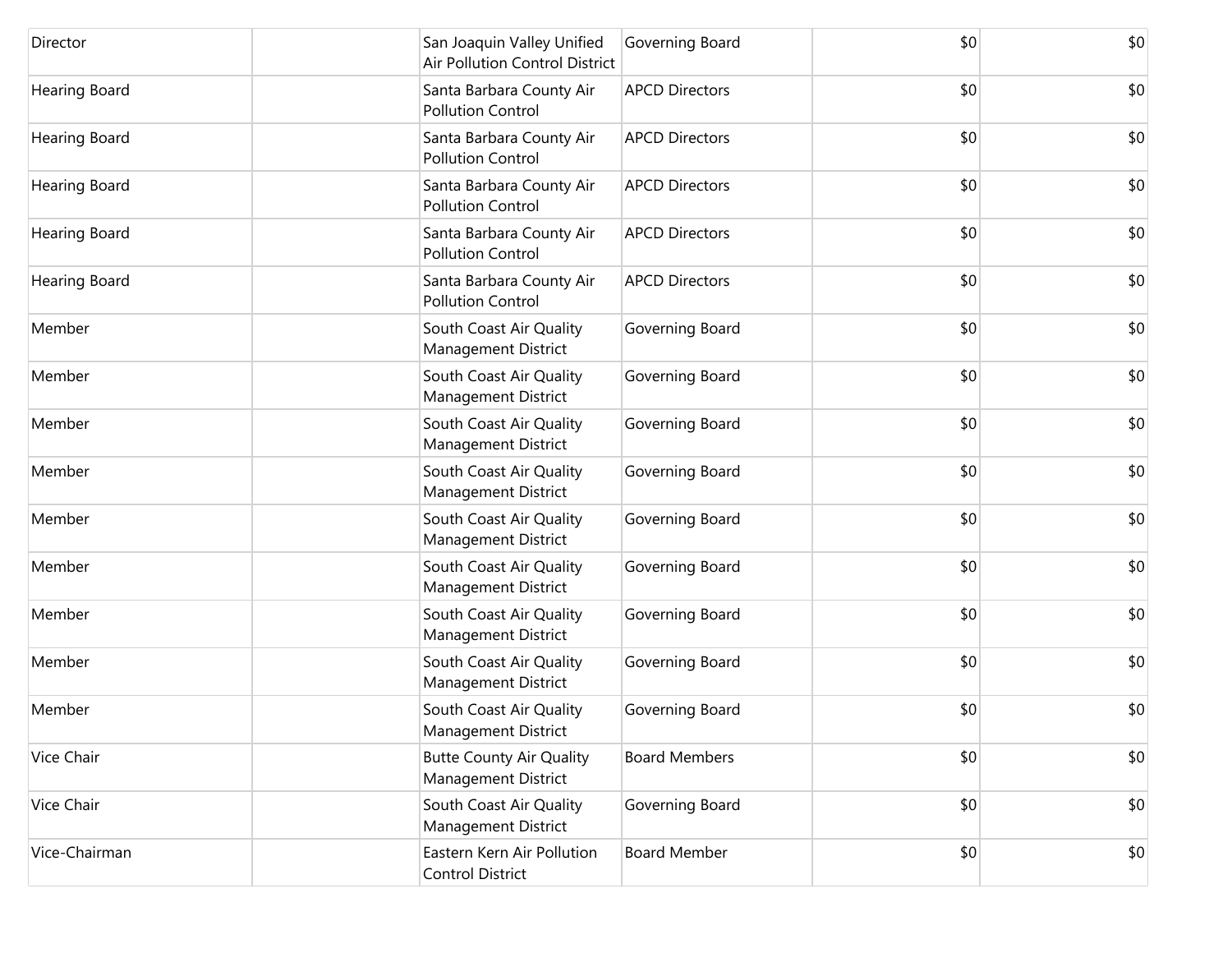| | | | | | |
|---|---|---|---|---|---|
| Director | | San Joaquin Valley Unified Air Pollution Control District | Governing Board | $0 | $0 |
| Hearing Board | | Santa Barbara County Air Pollution Control | APCD Directors | $0 | $0 |
| Hearing Board | | Santa Barbara County Air Pollution Control | APCD Directors | $0 | $0 |
| Hearing Board | | Santa Barbara County Air Pollution Control | APCD Directors | $0 | $0 |
| Hearing Board | | Santa Barbara County Air Pollution Control | APCD Directors | $0 | $0 |
| Hearing Board | | Santa Barbara County Air Pollution Control | APCD Directors | $0 | $0 |
| Member | | South Coast Air Quality Management District | Governing Board | $0 | $0 |
| Member | | South Coast Air Quality Management District | Governing Board | $0 | $0 |
| Member | | South Coast Air Quality Management District | Governing Board | $0 | $0 |
| Member | | South Coast Air Quality Management District | Governing Board | $0 | $0 |
| Member | | South Coast Air Quality Management District | Governing Board | $0 | $0 |
| Member | | South Coast Air Quality Management District | Governing Board | $0 | $0 |
| Member | | South Coast Air Quality Management District | Governing Board | $0 | $0 |
| Member | | South Coast Air Quality Management District | Governing Board | $0 | $0 |
| Member | | South Coast Air Quality Management District | Governing Board | $0 | $0 |
| Vice Chair | | Butte County Air Quality Management District | Board Members | $0 | $0 |
| Vice Chair | | South Coast Air Quality Management District | Governing Board | $0 | $0 |
| Vice-Chairman | | Eastern Kern Air Pollution Control District | Board Member | $0 | $0 |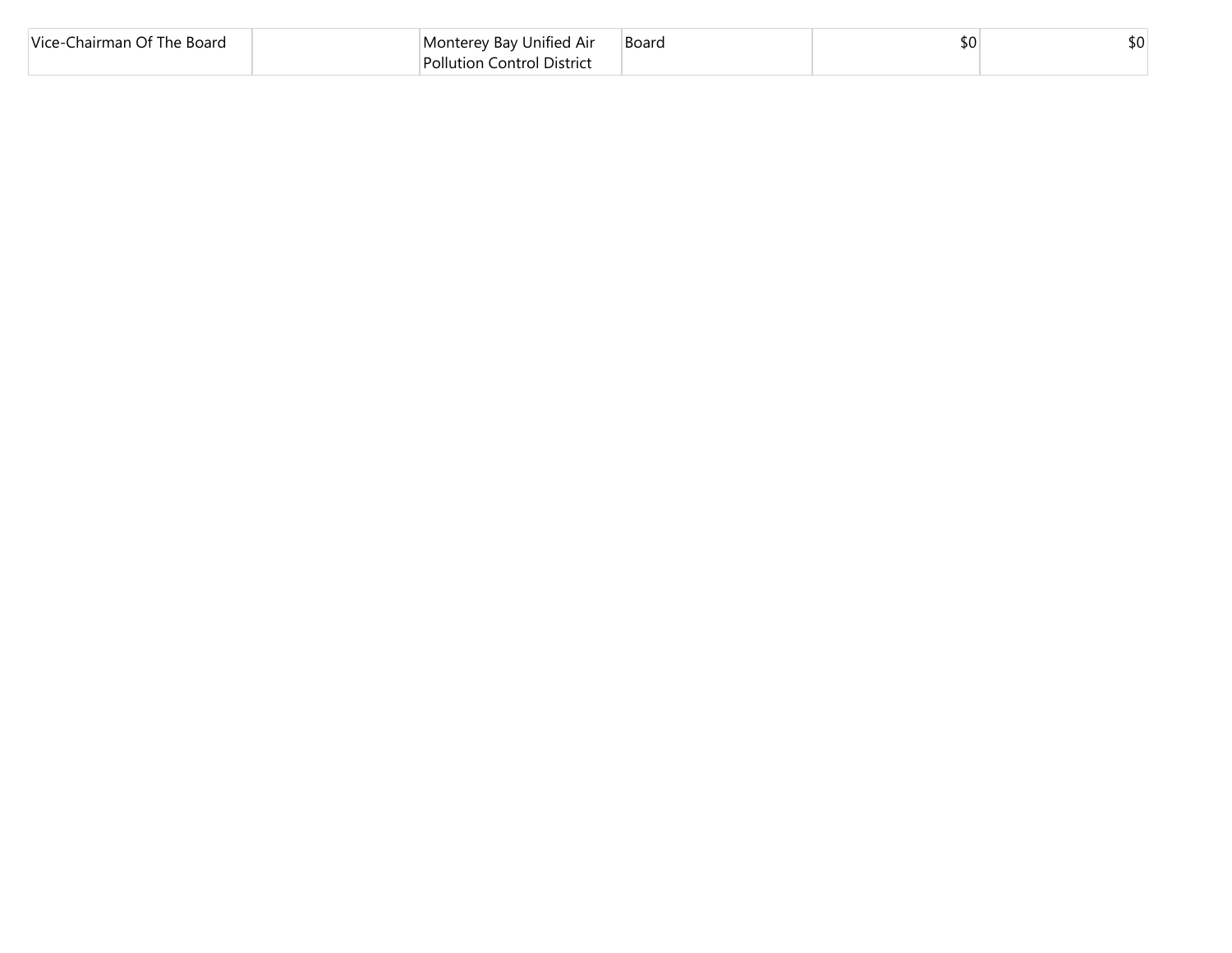| | | | | | |
|---|---|---|---|---|---|
| Vice-Chairman Of The Board | | Monterey Bay Unified Air Pollution Control District | Board | $0 | $0 |